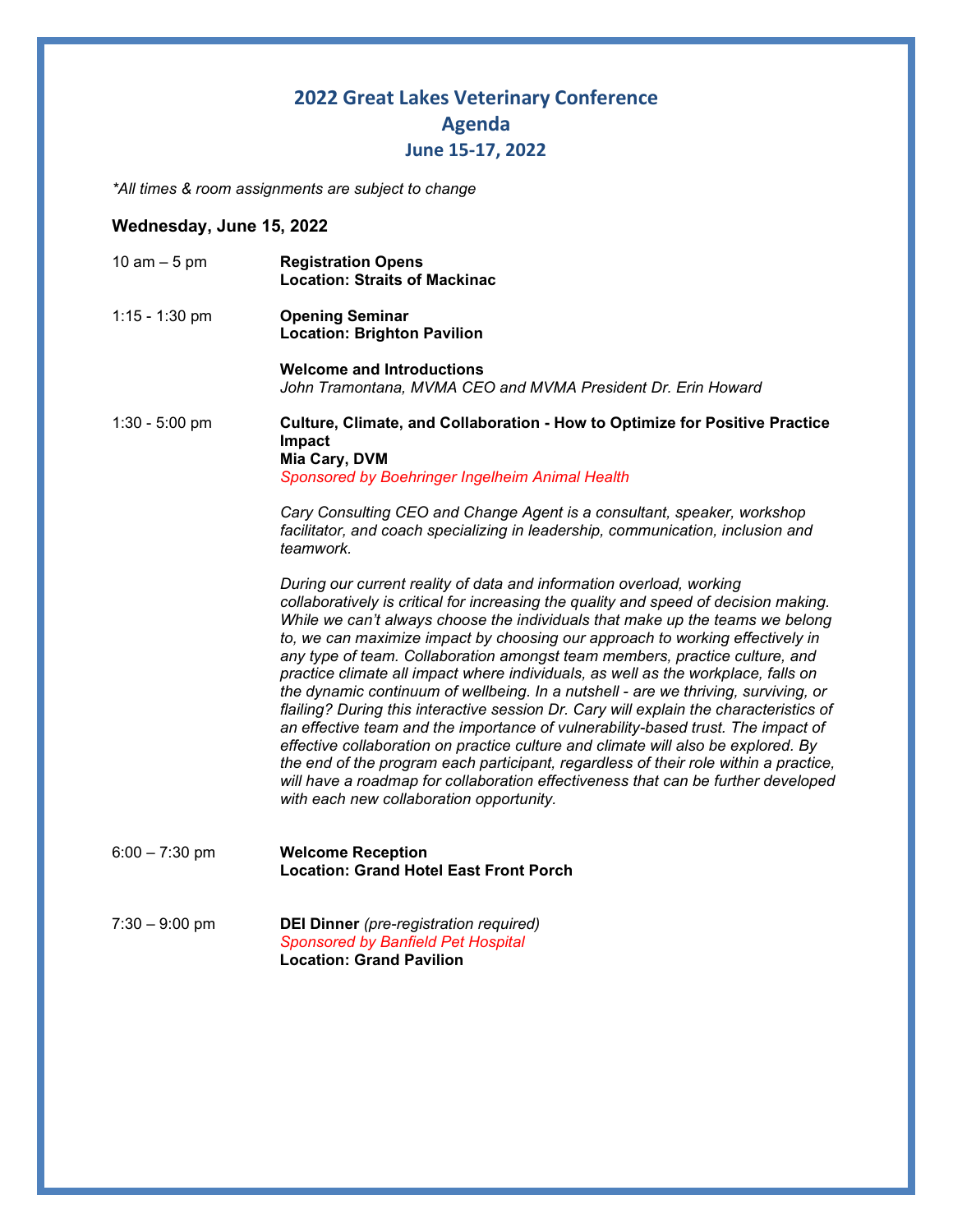# 2022 Great Lakes Veterinary Conference
## Agenda
### June 15-17, 2022

*\*All times & room assignments are subject to change*

### Wednesday, June 15, 2022

10 am – 5 pm **Registration Opens**
**Location: Straits of Mackinac**

1:15 - 1:30 pm **Opening Seminar**
**Location: Brighton Pavilion**

**Welcome and Introductions**
*John Tramontana, MVMA CEO and MVMA President Dr. Erin Howard*

1:30 - 5:00 pm **Culture, Climate, and Collaboration - How to Optimize for Positive Practice Impact**
**Mia Cary, DVM**
*Sponsored by Boehringer Ingelheim Animal Health*

*Cary Consulting CEO and Change Agent is a consultant, speaker, workshop facilitator, and coach specializing in leadership, communication, inclusion and teamwork.*

*During our current reality of data and information overload, working collaboratively is critical for increasing the quality and speed of decision making. While we can't always choose the individuals that make up the teams we belong to, we can maximize impact by choosing our approach to working effectively in any type of team. Collaboration amongst team members, practice culture, and practice climate all impact where individuals, as well as the workplace, falls on the dynamic continuum of wellbeing. In a nutshell - are we thriving, surviving, or flailing? During this interactive session Dr. Cary will explain the characteristics of an effective team and the importance of vulnerability-based trust. The impact of effective collaboration on practice culture and climate will also be explored. By the end of the program each participant, regardless of their role within a practice, will have a roadmap for collaboration effectiveness that can be further developed with each new collaboration opportunity.*

6:00 – 7:30 pm **Welcome Reception**
**Location: Grand Hotel East Front Porch**

7:30 – 9:00 pm **DEI Dinner** *(pre-registration required)*
*Sponsored by Banfield Pet Hospital*
**Location: Grand Pavilion**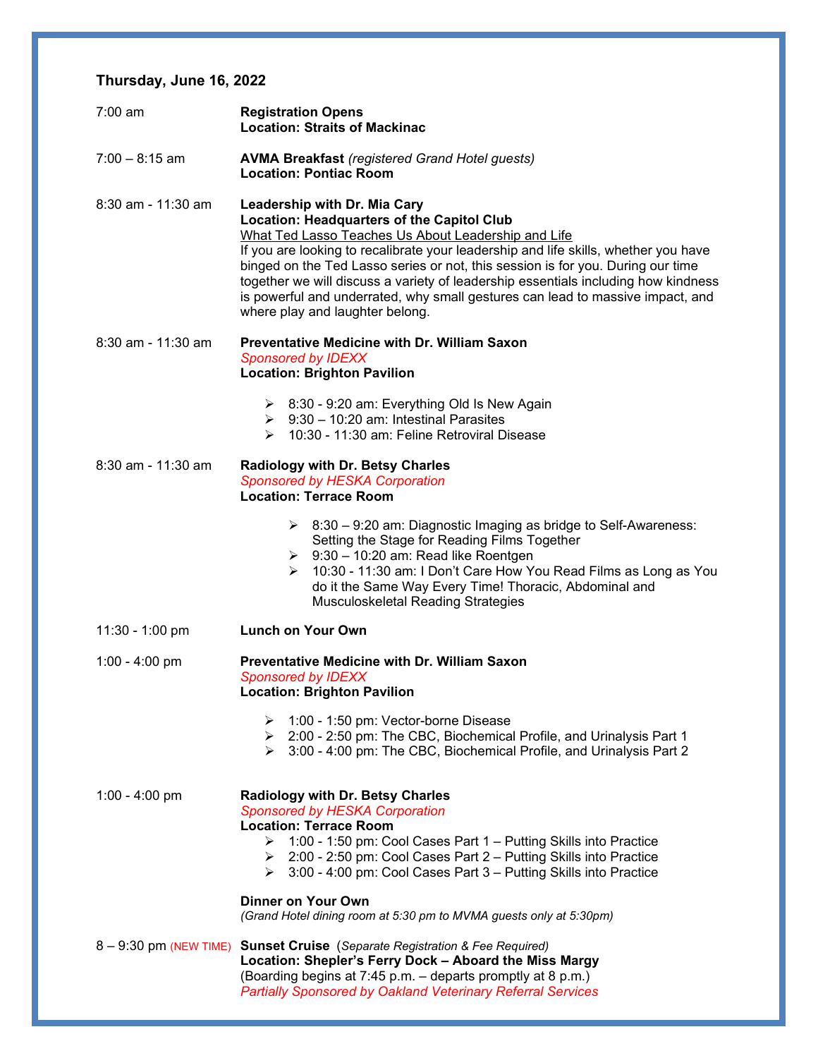## Thursday, June 16, 2022

7:00 am — **Registration Opens**
**Location: Straits of Mackinac**

7:00 – 8:15 am — **AVMA Breakfast** *(registered Grand Hotel guests)*
**Location: Pontiac Room**

8:30 am - 11:30 am — **Leadership with Dr. Mia Cary**
**Location: Headquarters of the Capitol Club**
<u>What Ted Lasso Teaches Us About Leadership and Life</u>
If you are looking to recalibrate your leadership and life skills, whether you have binged on the Ted Lasso series or not, this session is for you. During our time together we will discuss a variety of leadership essentials including how kindness is powerful and underrated, why small gestures can lead to massive impact, and where play and laughter belong.

8:30 am - 11:30 am — **Preventative Medicine with Dr. William Saxon**
*Sponsored by IDEXX*
**Location: Brighton Pavilion**

- 8:30 - 9:20 am: Everything Old Is New Again
- 9:30 – 10:20 am: Intestinal Parasites
- 10:30 - 11:30 am: Feline Retroviral Disease

8:30 am - 11:30 am — **Radiology with Dr. Betsy Charles**
*Sponsored by HESKA Corporation*
**Location: Terrace Room**

- 8:30 – 9:20 am: Diagnostic Imaging as bridge to Self-Awareness: Setting the Stage for Reading Films Together
- 9:30 – 10:20 am: Read like Roentgen
- 10:30 - 11:30 am: I Don't Care How You Read Films as Long as You do it the Same Way Every Time! Thoracic, Abdominal and Musculoskeletal Reading Strategies

11:30 - 1:00 pm — **Lunch on Your Own**

1:00 - 4:00 pm — **Preventative Medicine with Dr. William Saxon**
*Sponsored by IDEXX*
**Location: Brighton Pavilion**

- 1:00 - 1:50 pm: Vector-borne Disease
- 2:00 - 2:50 pm: The CBC, Biochemical Profile, and Urinalysis Part 1
- 3:00 - 4:00 pm: The CBC, Biochemical Profile, and Urinalysis Part 2

1:00 - 4:00 pm — **Radiology with Dr. Betsy Charles**
*Sponsored by HESKA Corporation*
**Location: Terrace Room**

- 1:00 - 1:50 pm: Cool Cases Part 1 – Putting Skills into Practice
- 2:00 - 2:50 pm: Cool Cases Part 2 – Putting Skills into Practice
- 3:00 - 4:00 pm: Cool Cases Part 3 – Putting Skills into Practice

**Dinner on Your Own**
*(Grand Hotel dining room at 5:30 pm to MVMA guests only at 5:30pm)*

8 – 9:30 pm (NEW TIME) — **Sunset Cruise** (*Separate Registration & Fee Required*)
**Location: Shepler's Ferry Dock – Aboard the Miss Margy**
(Boarding begins at 7:45 p.m. – departs promptly at 8 p.m.)
*Partially Sponsored by Oakland Veterinary Referral Services*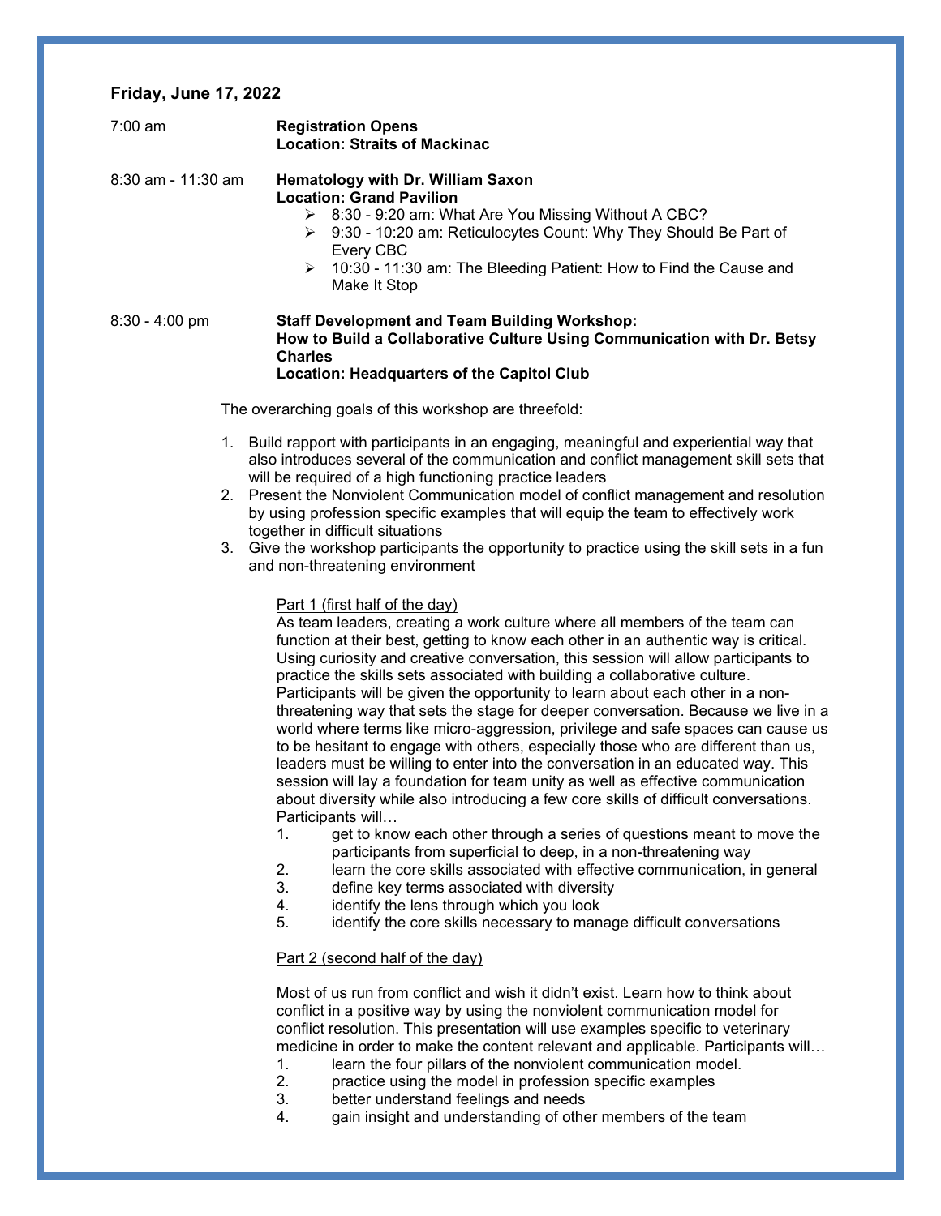**Friday, June 17, 2022**

7:00 am — **Registration Opens**
**Location: Straits of Mackinac**

8:30 am - 11:30 am — **Hematology with Dr. William Saxon**
**Location: Grand Pavilion**

- 8:30 - 9:20 am: What Are You Missing Without A CBC?
- 9:30 - 10:20 am: Reticulocytes Count: Why They Should Be Part of Every CBC
- 10:30 - 11:30 am: The Bleeding Patient: How to Find the Cause and Make It Stop

8:30 - 4:00 pm — **Staff Development and Team Building Workshop:**
**How to Build a Collaborative Culture Using Communication with Dr. Betsy Charles**
**Location: Headquarters of the Capitol Club**

The overarching goals of this workshop are threefold:

1. Build rapport with participants in an engaging, meaningful and experiential way that also introduces several of the communication and conflict management skill sets that will be required of a high functioning practice leaders
2. Present the Nonviolent Communication model of conflict management and resolution by using profession specific examples that will equip the team to effectively work together in difficult situations
3. Give the workshop participants the opportunity to practice using the skill sets in a fun and non-threatening environment

<u>Part 1 (first half of the day)</u>
As team leaders, creating a work culture where all members of the team can function at their best, getting to know each other in an authentic way is critical. Using curiosity and creative conversation, this session will allow participants to practice the skills sets associated with building a collaborative culture. Participants will be given the opportunity to learn about each other in a non-threatening way that sets the stage for deeper conversation. Because we live in a world where terms like micro-aggression, privilege and safe spaces can cause us to be hesitant to engage with others, especially those who are different than us, leaders must be willing to enter into the conversation in an educated way. This session will lay a foundation for team unity as well as effective communication about diversity while also introducing a few core skills of difficult conversations. Participants will…

1. get to know each other through a series of questions meant to move the participants from superficial to deep, in a non-threatening way
2. learn the core skills associated with effective communication, in general
3. define key terms associated with diversity
4. identify the lens through which you look
5. identify the core skills necessary to manage difficult conversations

<u>Part 2 (second half of the day)</u>

Most of us run from conflict and wish it didn't exist. Learn how to think about conflict in a positive way by using the nonviolent communication model for conflict resolution. This presentation will use examples specific to veterinary medicine in order to make the content relevant and applicable. Participants will…

1. learn the four pillars of the nonviolent communication model.
2. practice using the model in profession specific examples
3. better understand feelings and needs
4. gain insight and understanding of other members of the team